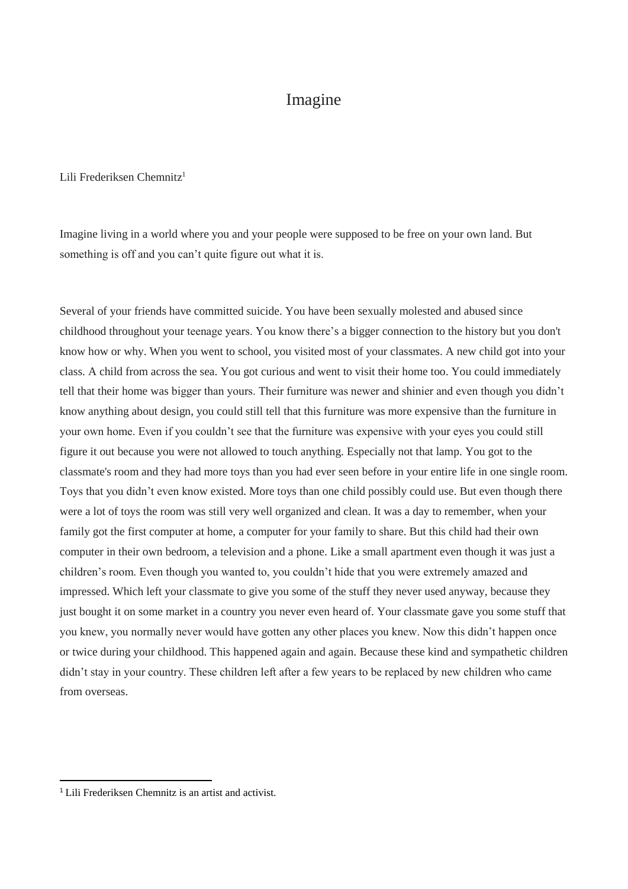# Imagine

Lili Frederiksen Chemnitz[1]

Imagine living in a world where you and your people were supposed to be free on your own land. But something is off and you can't quite figure out what it is.

Several of your friends have committed suicide. You have been sexually molested and abused since childhood throughout your teenage years. You know there's a bigger connection to the history but you don't know how or why. When you went to school, you visited most of your classmates. A new child got into your class. A child from across the sea. You got curious and went to visit their home too. You could immediately tell that their home was bigger than yours. Their furniture was newer and shinier and even though you didn't know anything about design, you could still tell that this furniture was more expensive than the furniture in your own home. Even if you couldn't see that the furniture was expensive with your eyes you could still figure it out because you were not allowed to touch anything. Especially not that lamp. You got to the classmate's room and they had more toys than you had ever seen before in your entire life in one single room. Toys that you didn't even know existed. More toys than one child possibly could use. But even though there were a lot of toys the room was still very well organized and clean. It was a day to remember, when your family got the first computer at home, a computer for your family to share. But this child had their own computer in their own bedroom, a television and a phone. Like a small apartment even though it was just a children's room. Even though you wanted to, you couldn't hide that you were extremely amazed and impressed. Which left your classmate to give you some of the stuff they never used anyway, because they just bought it on some market in a country you never even heard of. Your classmate gave you some stuff that you knew, you normally never would have gotten any other places you knew. Now this didn't happen once or twice during your childhood. This happened again and again. Because these kind and sympathetic children didn't stay in your country. These children left after a few years to be replaced by new children who came from overseas.

[1] Lili Frederiksen Chemnitz is an artist and activist.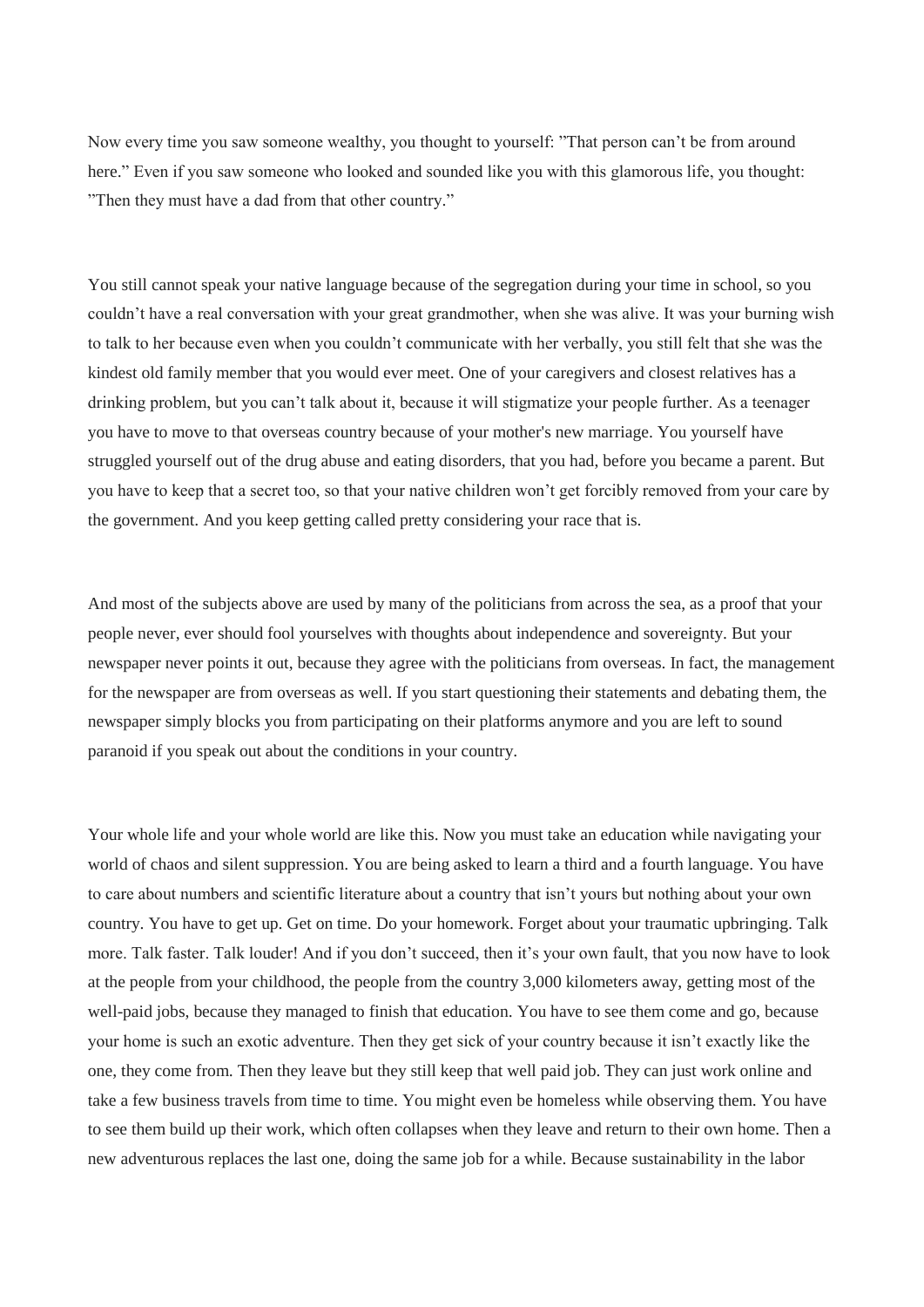Now every time you saw someone wealthy, you thought to yourself: ”That person can’t be from around here.” Even if you saw someone who looked and sounded like you with this glamorous life, you thought: ”Then they must have a dad from that other country.”

You still cannot speak your native language because of the segregation during your time in school, so you couldn’t have a real conversation with your great grandmother, when she was alive. It was your burning wish to talk to her because even when you couldn’t communicate with her verbally, you still felt that she was the kindest old family member that you would ever meet. One of your caregivers and closest relatives has a drinking problem, but you can’t talk about it, because it will stigmatize your people further. As a teenager you have to move to that overseas country because of your mother's new marriage. You yourself have struggled yourself out of the drug abuse and eating disorders, that you had, before you became a parent. But you have to keep that a secret too, so that your native children won’t get forcibly removed from your care by the government. And you keep getting called pretty considering your race that is.

And most of the subjects above are used by many of the politicians from across the sea, as a proof that your people never, ever should fool yourselves with thoughts about independence and sovereignty. But your newspaper never points it out, because they agree with the politicians from overseas. In fact, the management for the newspaper are from overseas as well. If you start questioning their statements and debating them, the newspaper simply blocks you from participating on their platforms anymore and you are left to sound paranoid if you speak out about the conditions in your country.

Your whole life and your whole world are like this. Now you must take an education while navigating your world of chaos and silent suppression. You are being asked to learn a third and a fourth language. You have to care about numbers and scientific literature about a country that isn’t yours but nothing about your own country. You have to get up. Get on time. Do your homework. Forget about your traumatic upbringing. Talk more. Talk faster. Talk louder! And if you don’t succeed, then it’s your own fault, that you now have to look at the people from your childhood, the people from the country 3,000 kilometers away, getting most of the well-paid jobs, because they managed to finish that education. You have to see them come and go, because your home is such an exotic adventure. Then they get sick of your country because it isn’t exactly like the one, they come from. Then they leave but they still keep that well paid job. They can just work online and take a few business travels from time to time. You might even be homeless while observing them. You have to see them build up their work, which often collapses when they leave and return to their own home. Then a new adventurous replaces the last one, doing the same job for a while. Because sustainability in the labor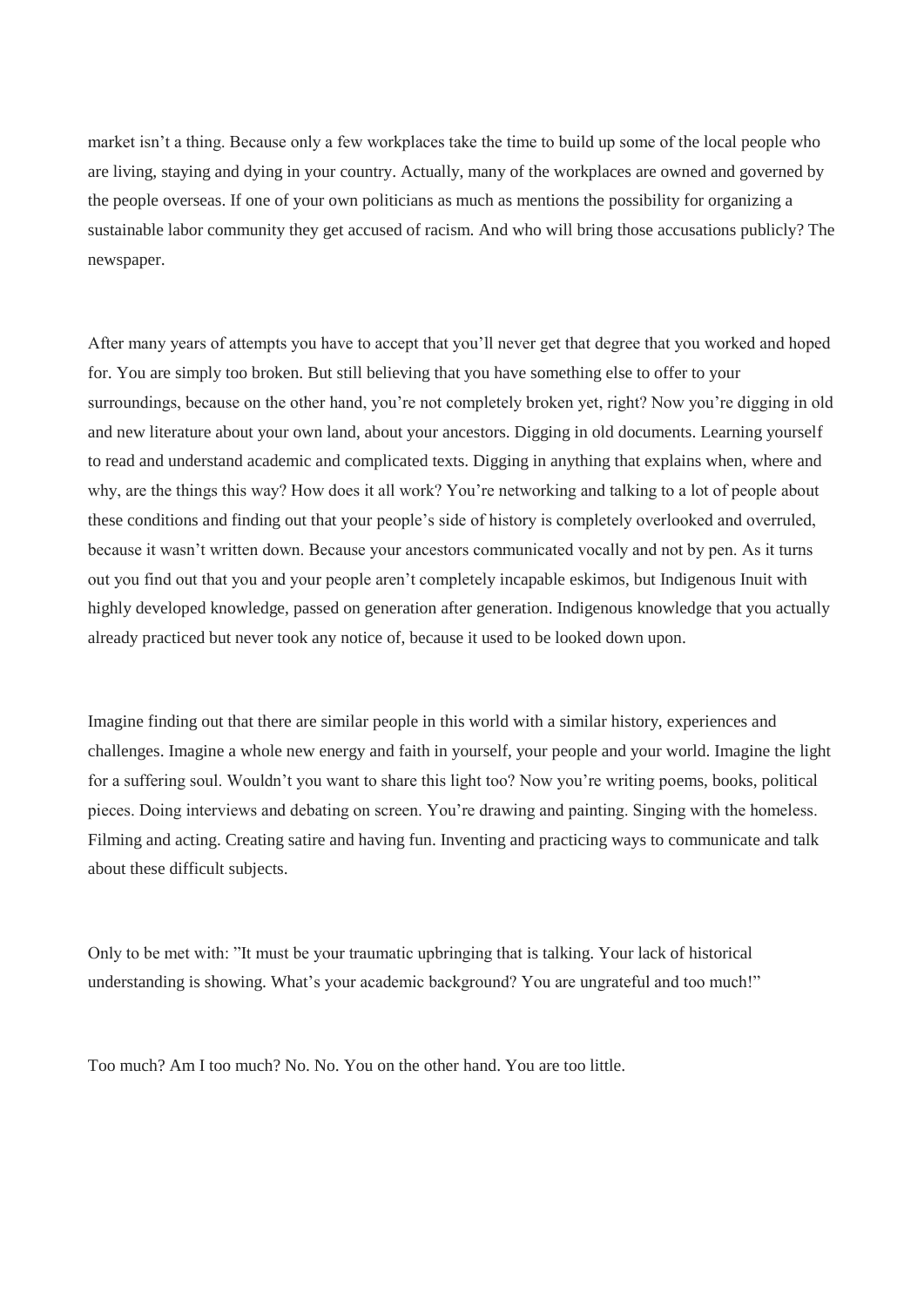market isn't a thing. Because only a few workplaces take the time to build up some of the local people who are living, staying and dying in your country. Actually, many of the workplaces are owned and governed by the people overseas. If one of your own politicians as much as mentions the possibility for organizing a sustainable labor community they get accused of racism. And who will bring those accusations publicly? The newspaper.

After many years of attempts you have to accept that you'll never get that degree that you worked and hoped for. You are simply too broken. But still believing that you have something else to offer to your surroundings, because on the other hand, you're not completely broken yet, right? Now you're digging in old and new literature about your own land, about your ancestors. Digging in old documents. Learning yourself to read and understand academic and complicated texts. Digging in anything that explains when, where and why, are the things this way? How does it all work? You're networking and talking to a lot of people about these conditions and finding out that your people's side of history is completely overlooked and overruled, because it wasn't written down. Because your ancestors communicated vocally and not by pen. As it turns out you find out that you and your people aren't completely incapable eskimos, but Indigenous Inuit with highly developed knowledge, passed on generation after generation. Indigenous knowledge that you actually already practiced but never took any notice of, because it used to be looked down upon.

Imagine finding out that there are similar people in this world with a similar history, experiences and challenges. Imagine a whole new energy and faith in yourself, your people and your world. Imagine the light for a suffering soul. Wouldn't you want to share this light too? Now you're writing poems, books, political pieces. Doing interviews and debating on screen. You're drawing and painting. Singing with the homeless. Filming and acting. Creating satire and having fun. Inventing and practicing ways to communicate and talk about these difficult subjects.

Only to be met with: "It must be your traumatic upbringing that is talking. Your lack of historical understanding is showing. What's your academic background? You are ungrateful and too much!"

Too much? Am I too much? No. No. You on the other hand. You are too little.